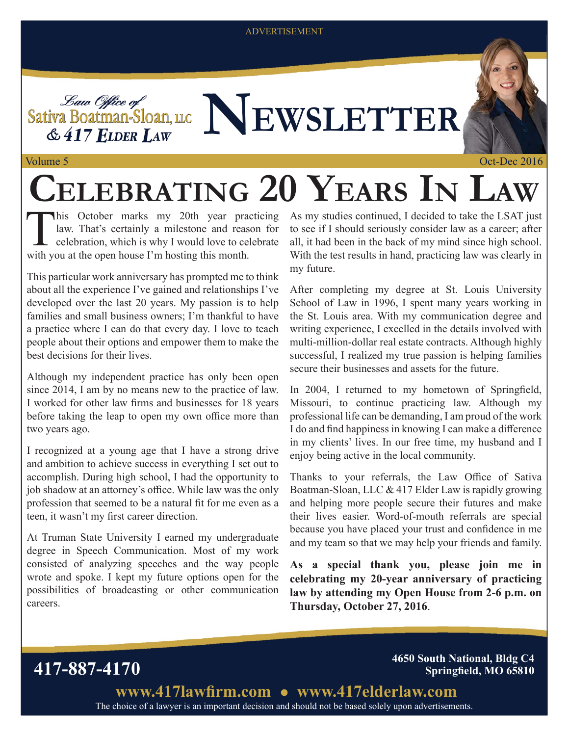ADVERTISEMENT

Law Office of Sativa Boatman-Sloan, LLC & 417 Elder Law

# Newsletter

Volume 5 Oct-Dec 2016

# Celebrating 20 Years In Law

This October marks my 20th year practicing law. That's certainly a milestone and reason for celebration, which is why I would love to celebrate with you at the open house I'm hosting this month.

This particular work anniversary has prompted me to think about all the experience I've gained and relationships I've developed over the last 20 years. My passion is to help families and small business owners; I'm thankful to have a practice where I can do that every day. I love to teach people about their options and empower them to make the best decisions for their lives.

Although my independent practice has only been open since 2014, I am by no means new to the practice of law. I worked for other law firms and businesses for 18 years before taking the leap to open my own office more than two years ago.

I recognized at a young age that I have a strong drive and ambition to achieve success in everything I set out to accomplish. During high school, I had the opportunity to job shadow at an attorney's office. While law was the only profession that seemed to be a natural fit for me even as a teen, it wasn't my first career direction.

At Truman State University I earned my undergraduate degree in Speech Communication. Most of my work consisted of analyzing speeches and the way people wrote and spoke. I kept my future options open for the possibilities of broadcasting or other communication careers.

As my studies continued, I decided to take the LSAT just to see if I should seriously consider law as a career; after all, it had been in the back of my mind since high school. With the test results in hand, practicing law was clearly in my future.

After completing my degree at St. Louis University School of Law in 1996, I spent many years working in the St. Louis area. With my communication degree and writing experience, I excelled in the details involved with multi-million-dollar real estate contracts. Although highly successful, I realized my true passion is helping families secure their businesses and assets for the future.

In 2004, I returned to my hometown of Springfield, Missouri, to continue practicing law. Although my professional life can be demanding, I am proud of the work I do and find happiness in knowing I can make a difference in my clients' lives. In our free time, my husband and I enjoy being active in the local community.

Thanks to your referrals, the Law Office of Sativa Boatman-Sloan, LLC & 417 Elder Law is rapidly growing and helping more people secure their futures and make their lives easier. Word-of-mouth referrals are special because you have placed your trust and confidence in me and my team so that we may help your friends and family.

**As a special thank you, please join me in celebrating my 20-year anniversary of practicing law by attending my Open House from 2-6 p.m. on Thursday, October 27, 2016**.

**417-887-4170**

**4650 South National, Bldg C4**
**Springfield, MO 65810**

**www.417lawfirm.com • www.417elderlaw.com**

The choice of a lawyer is an important decision and should not be based solely upon advertisements.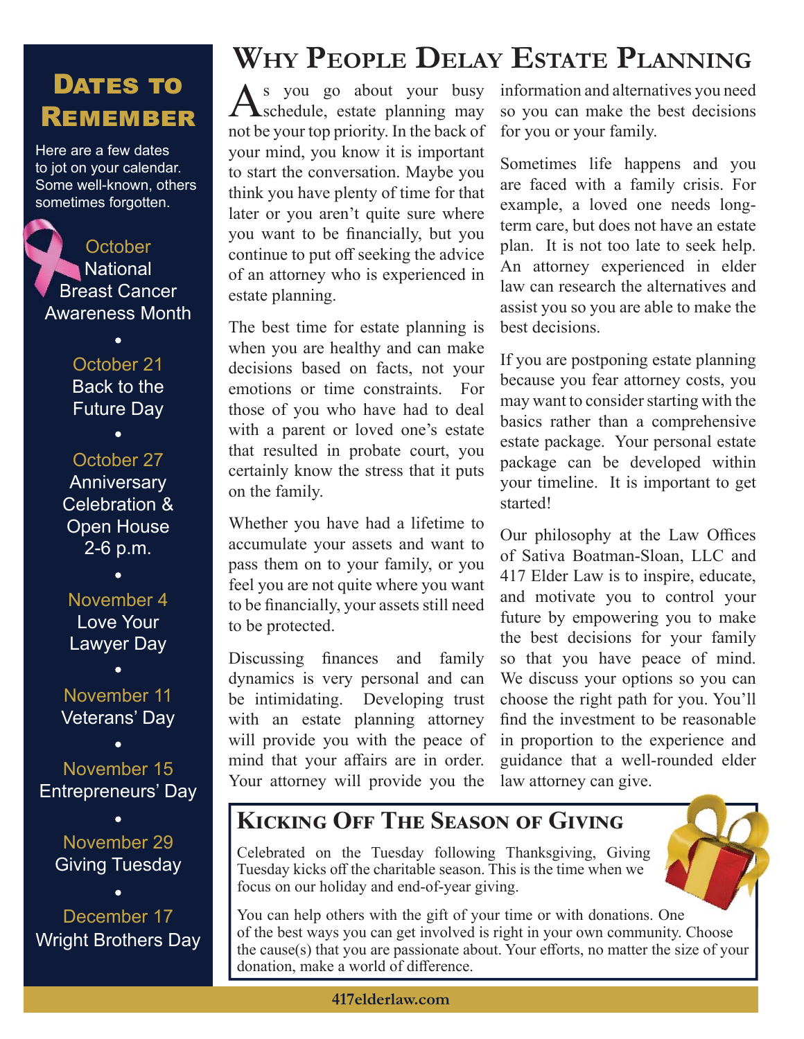# Why People Delay Estate Planning

As you go about your busy schedule, estate planning may not be your top priority. In the back of your mind, you know it is important to start the conversation. Maybe you think you have plenty of time for that later or you aren't quite sure where you want to be financially, but you continue to put off seeking the advice of an attorney who is experienced in estate planning.

The best time for estate planning is when you are healthy and can make decisions based on facts, not your emotions or time constraints. For those of you who have had to deal with a parent or loved one's estate that resulted in probate court, you certainly know the stress that it puts on the family.

Whether you have had a lifetime to accumulate your assets and want to pass them on to your family, or you feel you are not quite where you want to be financially, your assets still need to be protected.

Discussing finances and family dynamics is very personal and can be intimidating. Developing trust with an estate planning attorney will provide you with the peace of mind that your affairs are in order. Your attorney will provide you the information and alternatives you need so you can make the best decisions for you or your family.

Sometimes life happens and you are faced with a family crisis. For example, a loved one needs long-term care, but does not have an estate plan. It is not too late to seek help. An attorney experienced in elder law can research the alternatives and assist you so you are able to make the best decisions.

If you are postponing estate planning because you fear attorney costs, you may want to consider starting with the basics rather than a comprehensive estate package. Your personal estate package can be developed within your timeline. It is important to get started!

Our philosophy at the Law Offices of Sativa Boatman-Sloan, LLC and 417 Elder Law is to inspire, educate, and motivate you to control your future by empowering you to make the best decisions for your family so that you have peace of mind. We discuss your options so you can choose the right path for you. You'll find the investment to be reasonable in proportion to the experience and guidance that a well-rounded elder law attorney can give.

## Kicking Off The Season of Giving

Celebrated on the Tuesday following Thanksgiving, Giving Tuesday kicks off the charitable season. This is the time when we focus on our holiday and end-of-year giving.

You can help others with the gift of your time or with donations. One of the best ways you can get involved is right in your own community. Choose the cause(s) that you are passionate about. Your efforts, no matter the size of your donation, make a world of difference.

## Dates to Remember

Here are a few dates to jot on your calendar. Some well-known, others sometimes forgotten.

**October**
National Breast Cancer Awareness Month

**October 21**
Back to the Future Day

**October 27**
Anniversary Celebration & Open House 2-6 p.m.

**November 4**
Love Your Lawyer Day

**November 11**
Veterans' Day

**November 15**
Entrepreneurs' Day

**November 29**
Giving Tuesday

**December 17**
Wright Brothers Day

417elderlaw.com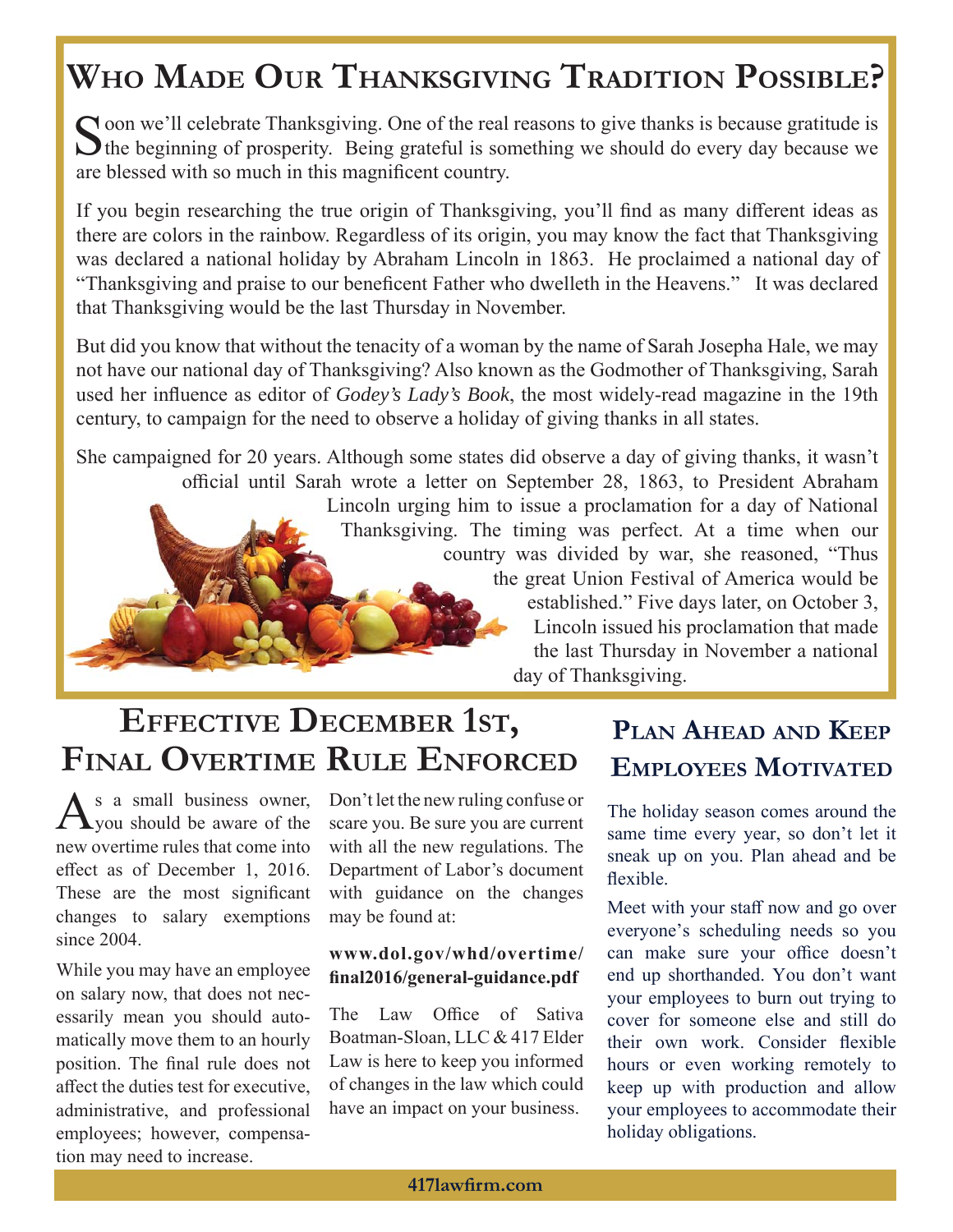# Who Made Our Thanksgiving Tradition Possible?

Soon we'll celebrate Thanksgiving. One of the real reasons to give thanks is because gratitude is the beginning of prosperity. Being grateful is something we should do every day because we are blessed with so much in this magnificent country.

If you begin researching the true origin of Thanksgiving, you'll find as many different ideas as there are colors in the rainbow. Regardless of its origin, you may know the fact that Thanksgiving was declared a national holiday by Abraham Lincoln in 1863. He proclaimed a national day of "Thanksgiving and praise to our beneficent Father who dwelleth in the Heavens." It was declared that Thanksgiving would be the last Thursday in November.

But did you know that without the tenacity of a woman by the name of Sarah Josepha Hale, we may not have our national day of Thanksgiving? Also known as the Godmother of Thanksgiving, Sarah used her influence as editor of *Godey's Lady's Book*, the most widely-read magazine in the 19th century, to campaign for the need to observe a holiday of giving thanks in all states.

She campaigned for 20 years. Although some states did observe a day of giving thanks, it wasn't official until Sarah wrote a letter on September 28, 1863, to President Abraham Lincoln urging him to issue a proclamation for a day of National Thanksgiving. The timing was perfect. At a time when our country was divided by war, she reasoned, "Thus the great Union Festival of America would be established." Five days later, on October 3, Lincoln issued his proclamation that made the last Thursday in November a national day of Thanksgiving.

## Effective December 1st, Final Overtime Rule Enforced

As a small business owner, you should be aware of the new overtime rules that come into effect as of December 1, 2016. These are the most significant changes to salary exemptions since 2004.

While you may have an employee on salary now, that does not necessarily mean you should automatically move them to an hourly position. The final rule does not affect the duties test for executive, administrative, and professional employees; however, compensation may need to increase.

Don't let the new ruling confuse or scare you. Be sure you are current with all the new regulations. The Department of Labor's document with guidance on the changes may be found at:

**www.dol.gov/whd/overtime/final2016/general-guidance.pdf**

The Law Office of Sativa Boatman-Sloan, LLC & 417 Elder Law is here to keep you informed of changes in the law which could have an impact on your business.

## Plan Ahead and Keep Employees Motivated

The holiday season comes around the same time every year, so don't let it sneak up on you. Plan ahead and be flexible.

Meet with your staff now and go over everyone's scheduling needs so you can make sure your office doesn't end up shorthanded. You don't want your employees to burn out trying to cover for someone else and still do their own work. Consider flexible hours or even working remotely to keep up with production and allow your employees to accommodate their holiday obligations.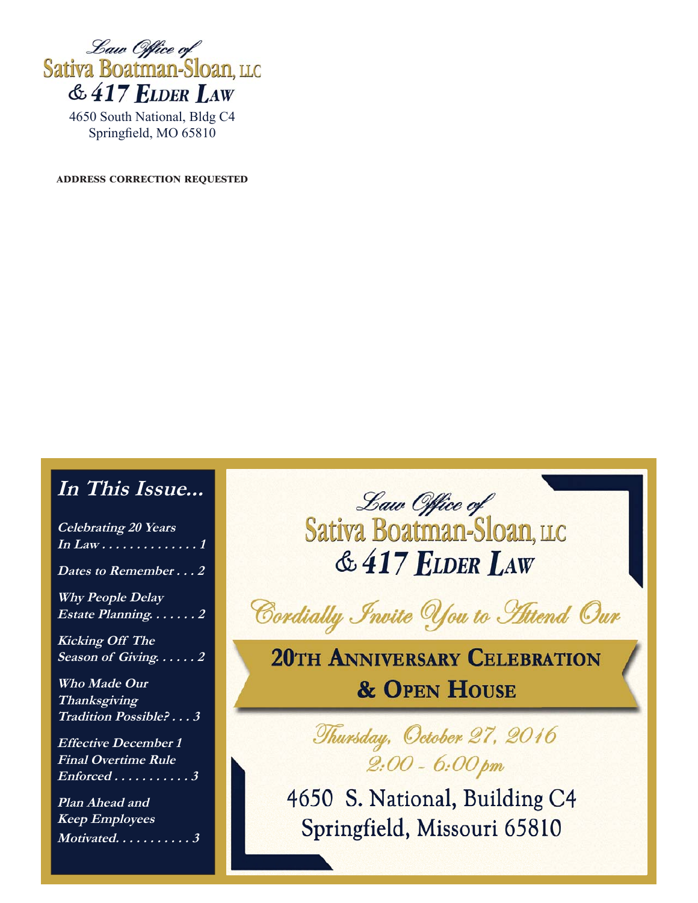Law Office of
Sativa Boatman-Sloan, LLC
& 417 Elder Law

4650 South National, Bldg C4
Springfield, MO 65810

**ADDRESS CORRECTION REQUESTED**

## *In This Issue...*

***Celebrating 20 Years In Law . . . . . . . . . . . . . . 1***

***Dates to Remember . . . 2***

***Why People Delay Estate Planning. . . . . . . 2***

***Kicking Off The Season of Giving. . . . . . 2***

***Who Made Our Thanksgiving Tradition Possible? . . . 3***

***Effective December 1 Final Overtime Rule Enforced . . . . . . . . . . . 3***

***Plan Ahead and Keep Employees Motivated. . . . . . . . . . . 3***

Law Office of
Sativa Boatman-Sloan, LLC
& 417 Elder Law

*Cordially Invite You to Attend Our*

**20TH ANNIVERSARY CELEBRATION & OPEN HOUSE**

*Thursday, October 27, 2016*
*2:00 - 6:00 pm*

4650 S. National, Building C4
Springfield, Missouri 65810